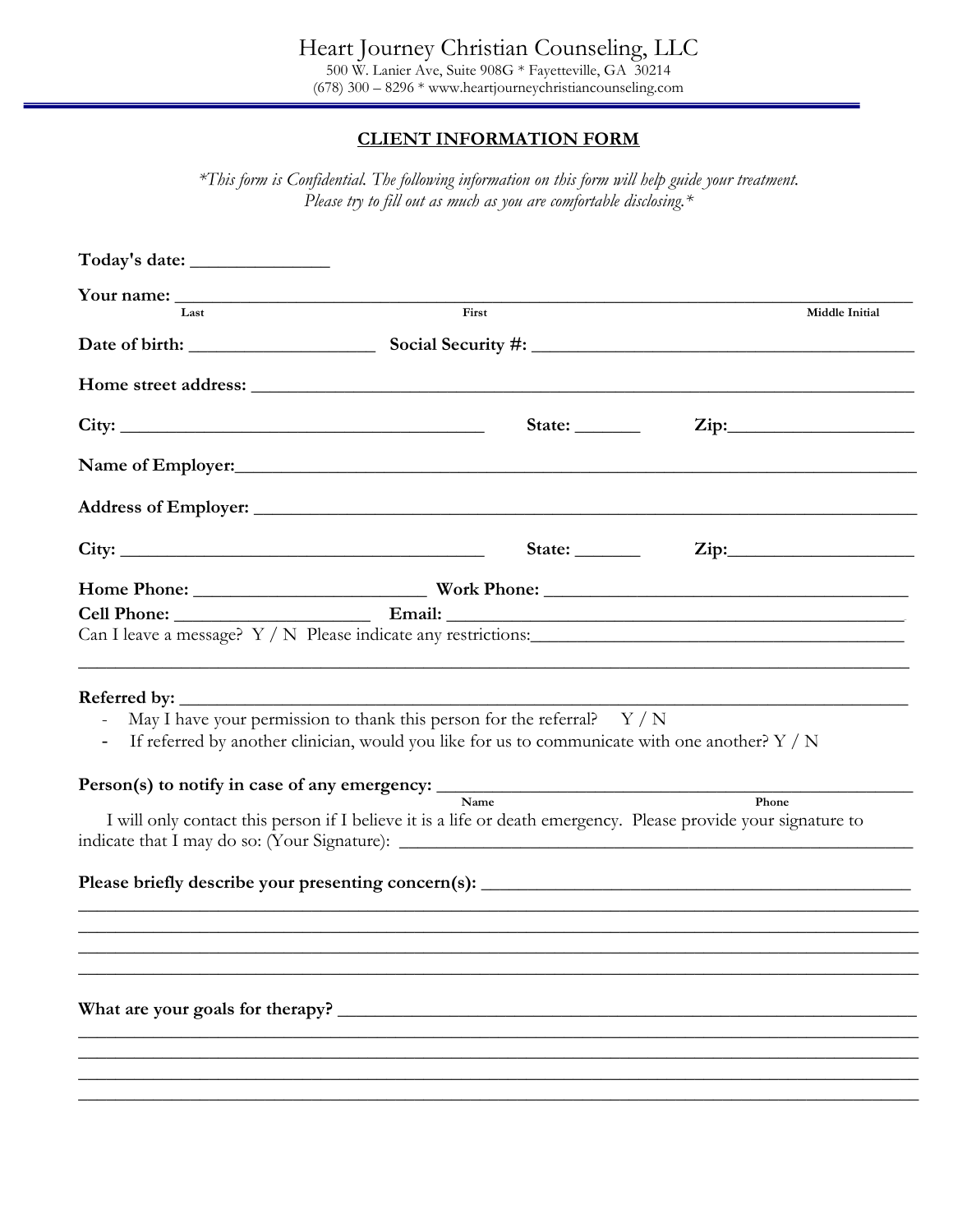# Heart Journey Christian Counseling, LLC

500 W. Lanier Ave, Suite 908G * Fayetteville, GA 30214
(678) 300 – 8296 * www.heartjourneychristiancounseling.com

## CLIENT INFORMATION FORM

*\*This form is Confidential. The following information on this form will help guide your treatment. Please try to fill out as much as you are comfortable disclosing.\**

**Today's date:** _______________

**Your name:** ___________________________________________________________
Last — First — Middle Initial

**Date of birth:** ____________________ **Social Security #:** ___________________________

**Home street address:** ___________________________________________________

**City:** ______________________ **State:** _______ **Zip:** ____________________

**Name of Employer:** ___________________________________________________

**Address of Employer:** _________________________________________________

**City:** ______________________ **State:** _______ **Zip:** ____________________

**Home Phone:** _________________________ **Work Phone:** ___________________________

**Cell Phone:** ______________________ **Email:** ___________________________________

Can I leave a message? Y / N Please indicate any restrictions: ___________________________

_________________________________________________________________________

**Referred by:** ___________________________________________________________

- May I have your permission to thank this person for the referral? Y / N
- If referred by another clinician, would you like for us to communicate with one another? Y / N

**Person(s) to notify in case of any emergency:** ____________________________________
Name — Phone

I will only contact this person if I believe it is a life or death emergency. Please provide your signature to indicate that I may do so: (Your Signature): ___________________________________________

**Please briefly describe your presenting concern(s):** ___________________________________

_________________________________________________________________________

_________________________________________________________________________

_________________________________________________________________________

_________________________________________________________________________

**What are your goals for therapy?** _____________________________________________

_________________________________________________________________________

_________________________________________________________________________

_________________________________________________________________________

_________________________________________________________________________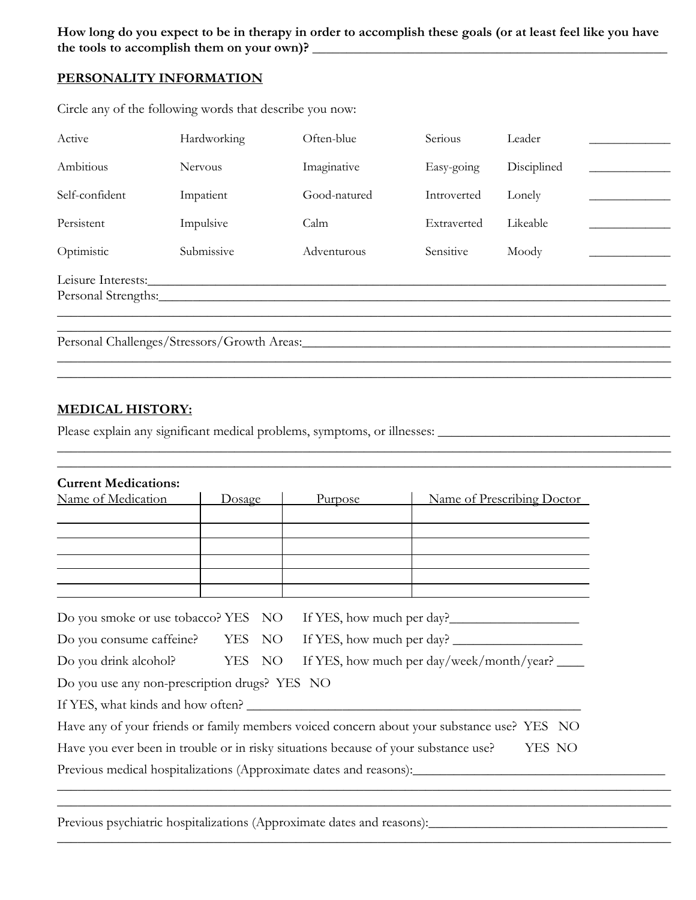**How long do you expect to be in therapy in order to accomplish these goals (or at least feel like you have the tools to accomplish them on your own)?** ______________________________

## PERSONALITY INFORMATION

Circle any of the following words that describe you now:

| | | | | | |
|---|---|---|---|---|---|
| Active | Hardworking | Often-blue | Serious | Leader | ________ |
| Ambitious | Nervous | Imaginative | Easy-going | Disciplined | ________ |
| Self-confident | Impatient | Good-natured | Introverted | Lonely | ________ |
| Persistent | Impulsive | Calm | Extraverted | Likeable | ________ |
| Optimistic | Submissive | Adventurous | Sensitive | Moody | ________ |

Leisure Interests:______________________________

Personal Strengths:______________________________

______________________________

______________________________

Personal Challenges/Stressors/Growth Areas:______________________________

______________________________

______________________________

## MEDICAL HISTORY:

Please explain any significant medical problems, symptoms, or illnesses: ______________________________

______________________________

______________________________

**Current Medications:**

| Name of Medication | Dosage | Purpose | Name of Prescribing Doctor |
|---|---|---|---|
| | | | |
| | | | |
| | | | |
| | | | |
| | | | |
| | | | |

Do you smoke or use tobacco? YES NO If YES, how much per day?____________________

Do you consume caffeine? YES NO If YES, how much per day? ____________________

Do you drink alcohol? YES NO If YES, how much per day/week/month/year? ____

Do you use any non-prescription drugs? YES NO

If YES, what kinds and how often? ______________________________

Have any of your friends or family members voiced concern about your substance use? YES NO

Have you ever been in trouble or in risky situations because of your substance use? YES NO

Previous medical hospitalizations (Approximate dates and reasons):______________________________

______________________________

______________________________

Previous psychiatric hospitalizations (Approximate dates and reasons):______________________________

______________________________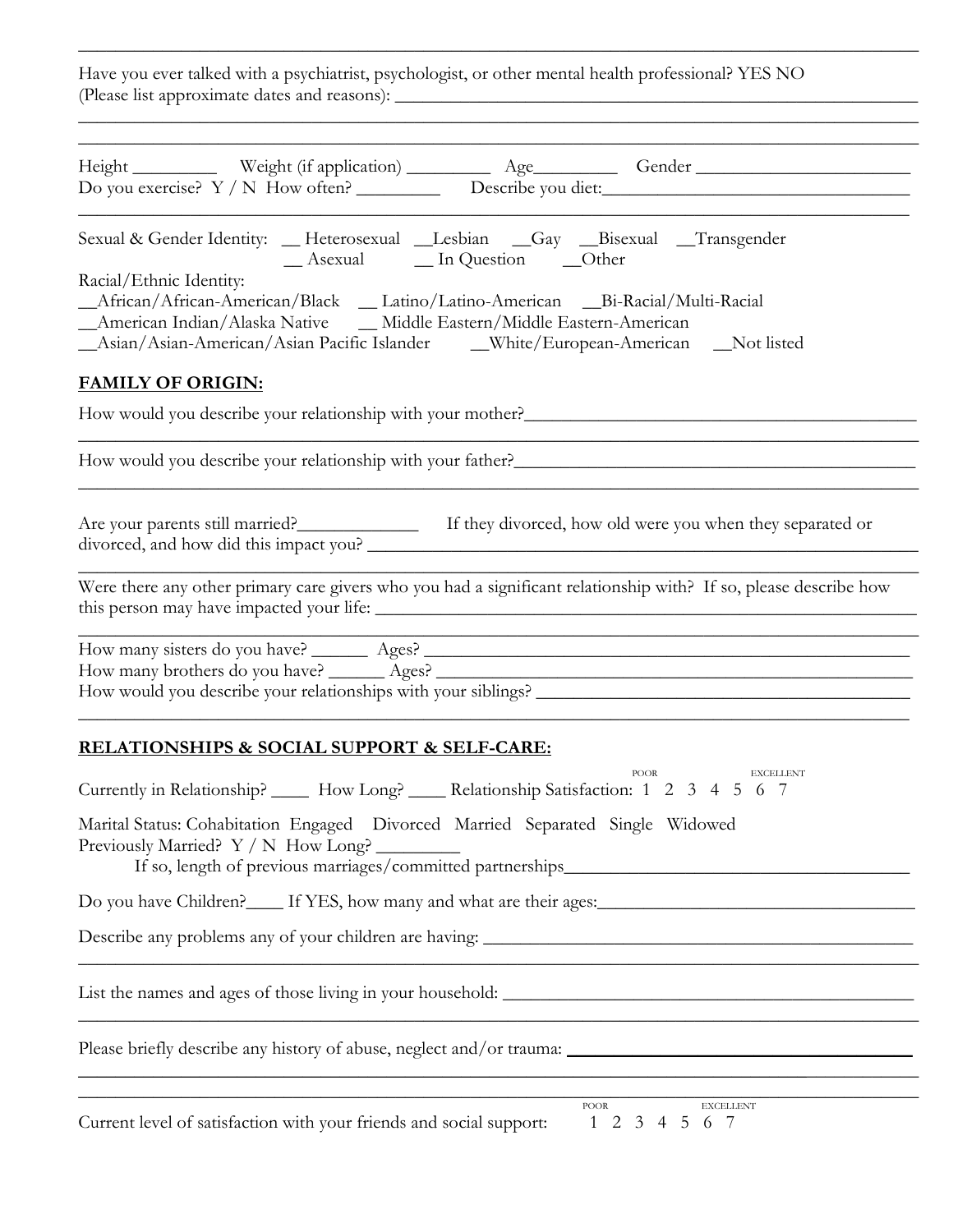Have you ever talked with a psychiatrist, psychologist, or other mental health professional? YES NO
(Please list approximate dates and reasons): ___________________________________________________________

___________________________________________________________________________________________

___________________________________________________________________________________________

Height _________ Weight (if application) _________ Age_________ Gender _______________________
Do you exercise? Y / N How often? _________ Describe you diet:________________________________

___________________________________________________________________________________________

Sexual & Gender Identity: __ Heterosexual __Lesbian __Gay __Bisexual __Transgender
__ Asexual __ In Question __Other

Racial/Ethnic Identity:
__African/African-American/Black __ Latino/Latino-American __Bi-Racial/Multi-Racial
__American Indian/Alaska Native __ Middle Eastern/Middle Eastern-American
__Asian/Asian-American/Asian Pacific Islander __White/European-American __Not listed

**FAMILY OF ORIGIN:**

How would you describe your relationship with your mother?___________________________________________

___________________________________________________________________________________________

How would you describe your relationship with your father?___________________________________________

___________________________________________________________________________________________

Are your parents still married?_____________ If they divorced, how old were you when they separated or divorced, and how did this impact you? ___________________________________________________________

___________________________________________________________________________________________

Were there any other primary care givers who you had a significant relationship with? If so, please describe how this person may have impacted your life: ____________________________________________________

___________________________________________________________________________________________

How many sisters do you have? ______ Ages? ___________________________________________________
How many brothers do you have? ______ Ages? __________________________________________________
How would you describe your relationships with your siblings? ______________________________________

___________________________________________________________________________________________

**RELATIONSHIPS & SOCIAL SUPPORT & SELF-CARE:**

Currently in Relationship? ____ How Long? ____ Relationship Satisfaction: (POOR) 1 2 3 4 5 6 7 (EXCELLENT)

Marital Status: Cohabitation Engaged Divorced Married Separated Single Widowed
Previously Married? Y / N How Long? _________
If so, length of previous marriages/committed partnerships_____________________________________

Do you have Children?____ If YES, how many and what are their ages:__________________________________

Describe any problems any of your children are having: ______________________________________________

___________________________________________________________________________________________

List the names and ages of those living in your household: ___________________________________________

___________________________________________________________________________________________

Please briefly describe any history of abuse, neglect and/or trauma: ____________________________________

___________________________________________________________________________________________

___________________________________________________________________________________________

Current level of satisfaction with your friends and social support: (POOR) 1 2 3 4 5 6 7 (EXCELLENT)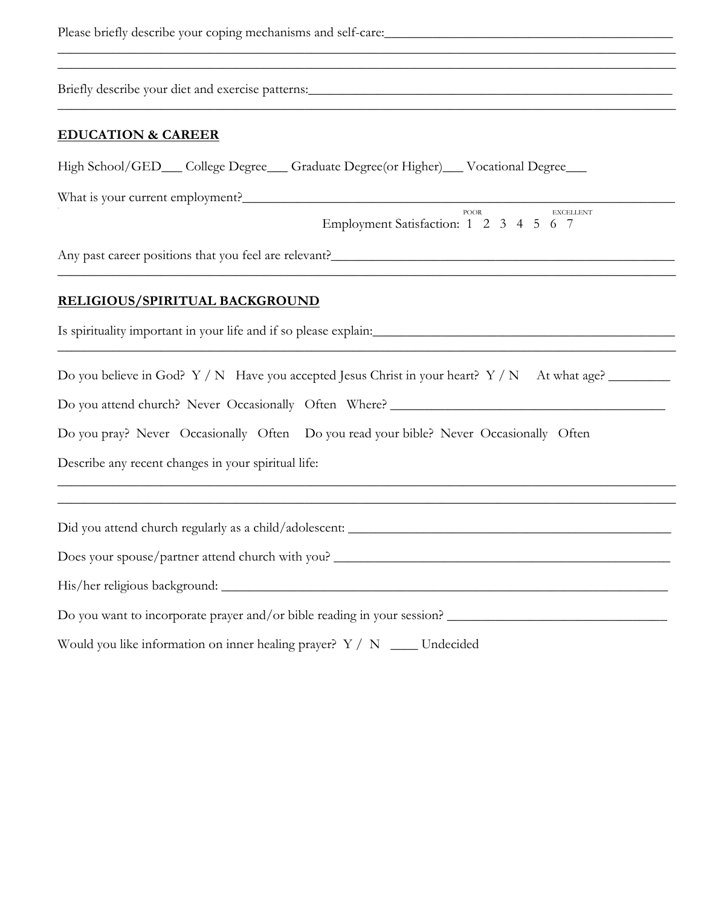Please briefly describe your coping mechanisms and self-care:___________________________________________
_____________________________________________________________________________________________
_____________________________________________________________________________________________

Briefly describe your diet and exercise patterns:_________________________________________________________
_____________________________________________________________________________________________

## EDUCATION & CAREER

High School/GED___ College Degree___ Graduate Degree(or Higher)___ Vocational Degree___

What is your current employment?_____________________________________________________________

Employment Satisfaction: POOR 1 2 3 4 5 6 7 EXCELLENT

Any past career positions that you feel are relevant?_____________________________________________________
_____________________________________________________________________________________________

## RELIGIOUS/SPIRITUAL BACKGROUND

Is spirituality important in your life and if so please explain:_____________________________________________
_____________________________________________________________________________________________

Do you believe in God? Y / N Have you accepted Jesus Christ in your heart? Y / N At what age? _________

Do you attend church? Never Occasionally Often Where? _________________________________________

Do you pray? Never Occasionally Often Do you read your bible? Never Occasionally Often

Describe any recent changes in your spiritual life:
_____________________________________________________________________________________________
_____________________________________________________________________________________________

Did you attend church regularly as a child/adolescent: _________________________________________________

Does your spouse/partner attend church with you? ___________________________________________________

His/her religious background: ___________________________________________________________________

Do you want to incorporate prayer and/or bible reading in your session? ________________________________

Would you like information on inner healing prayer? Y / N ____ Undecided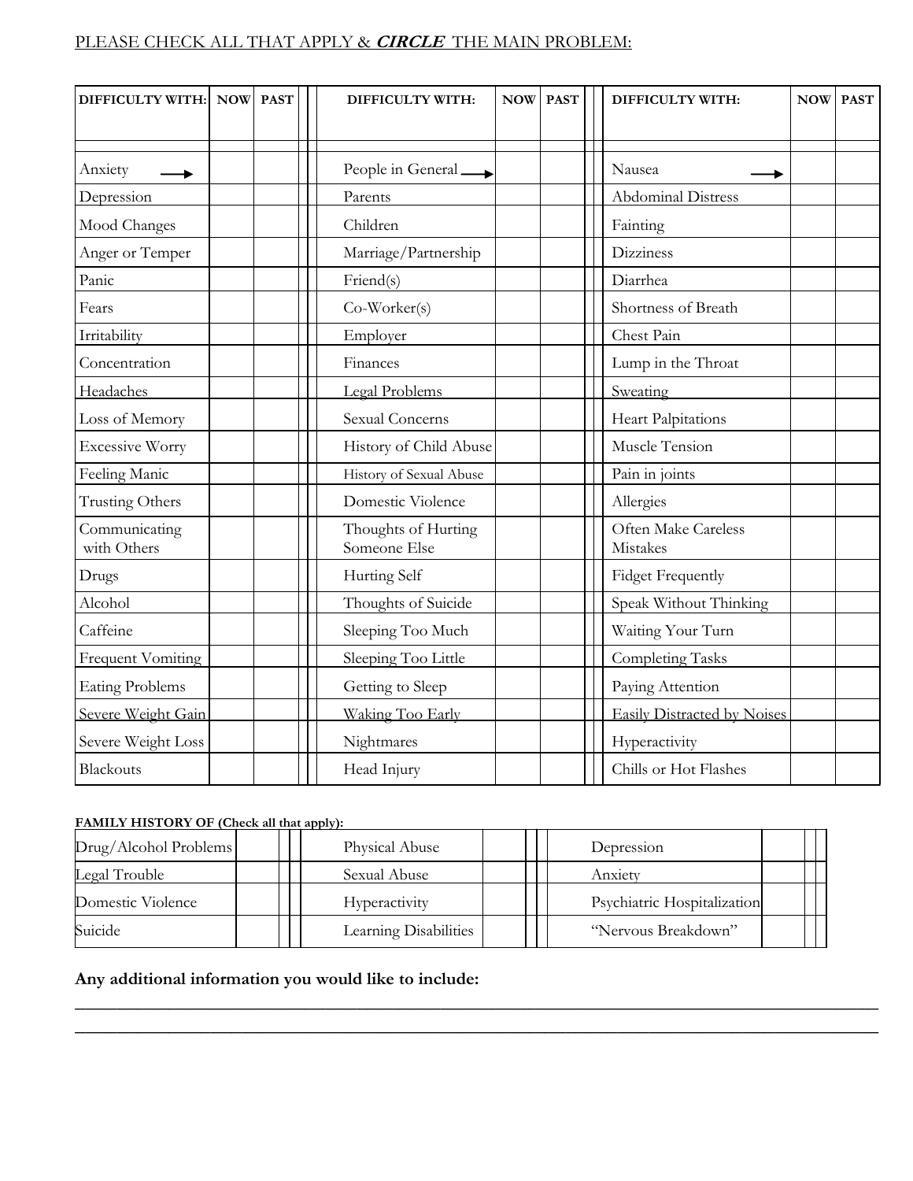PLEASE CHECK ALL THAT APPLY & ***CIRCLE*** THE MAIN PROBLEM:

| DIFFICULTY WITH: | NOW | PAST | | DIFFICULTY WITH: | NOW | PAST | | DIFFICULTY WITH: | NOW | PAST |
|---|---|---|---|---|---|---|---|---|---|---|
| Anxiety → | | | | People in General → | | | | Nausea → | | |
| Depression | | | | Parents | | | | Abdominal Distress | | |
| Mood Changes | | | | Children | | | | Fainting | | |
| Anger or Temper | | | | Marriage/Partnership | | | | Dizziness | | |
| Panic | | | | Friend(s) | | | | Diarrhea | | |
| Fears | | | | Co-Worker(s) | | | | Shortness of Breath | | |
| Irritability | | | | Employer | | | | Chest Pain | | |
| Concentration | | | | Finances | | | | Lump in the Throat | | |
| Headaches | | | | Legal Problems | | | | Sweating | | |
| Loss of Memory | | | | Sexual Concerns | | | | Heart Palpitations | | |
| Excessive Worry | | | | History of Child Abuse | | | | Muscle Tension | | |
| Feeling Manic | | | | History of Sexual Abuse | | | | Pain in joints | | |
| Trusting Others | | | | Domestic Violence | | | | Allergies | | |
| Communicating with Others | | | | Thoughts of Hurting Someone Else | | | | Often Make Careless Mistakes | | |
| Drugs | | | | Hurting Self | | | | Fidget Frequently | | |
| Alcohol | | | | Thoughts of Suicide | | | | Speak Without Thinking | | |
| Caffeine | | | | Sleeping Too Much | | | | Waiting Your Turn | | |
| Frequent Vomiting | | | | Sleeping Too Little | | | | Completing Tasks | | |
| Eating Problems | | | | Getting to Sleep | | | | Paying Attention | | |
| Severe Weight Gain | | | | Waking Too Early | | | | Easily Distracted by Noises | | |
| Severe Weight Loss | | | | Nightmares | | | | Hyperactivity | | |
| Blackouts | | | | Head Injury | | | | Chills or Hot Flashes | | |

**FAMILY HISTORY OF (Check all that apply):**

| | | | | | |
|---|---|---|---|---|---|
| Drug/Alcohol Problems | | Physical Abuse | | Depression | |
| Legal Trouble | | Sexual Abuse | | Anxiety | |
| Domestic Violence | | Hyperactivity | | Psychiatric Hospitalization | |
| Suicide | | Learning Disabilities | | "Nervous Breakdown" | |

**Any additional information you would like to include:**

\_\_\_\_\_\_\_\_\_\_\_\_\_\_\_\_\_\_\_\_\_\_\_\_\_\_\_\_\_\_\_\_\_\_\_\_\_\_\_\_\_\_\_\_\_\_\_\_\_\_\_\_\_\_\_\_\_\_\_\_\_\_\_\_\_\_\_\_\_\_\_\_\_\_\_\_

\_\_\_\_\_\_\_\_\_\_\_\_\_\_\_\_\_\_\_\_\_\_\_\_\_\_\_\_\_\_\_\_\_\_\_\_\_\_\_\_\_\_\_\_\_\_\_\_\_\_\_\_\_\_\_\_\_\_\_\_\_\_\_\_\_\_\_\_\_\_\_\_\_\_\_\_